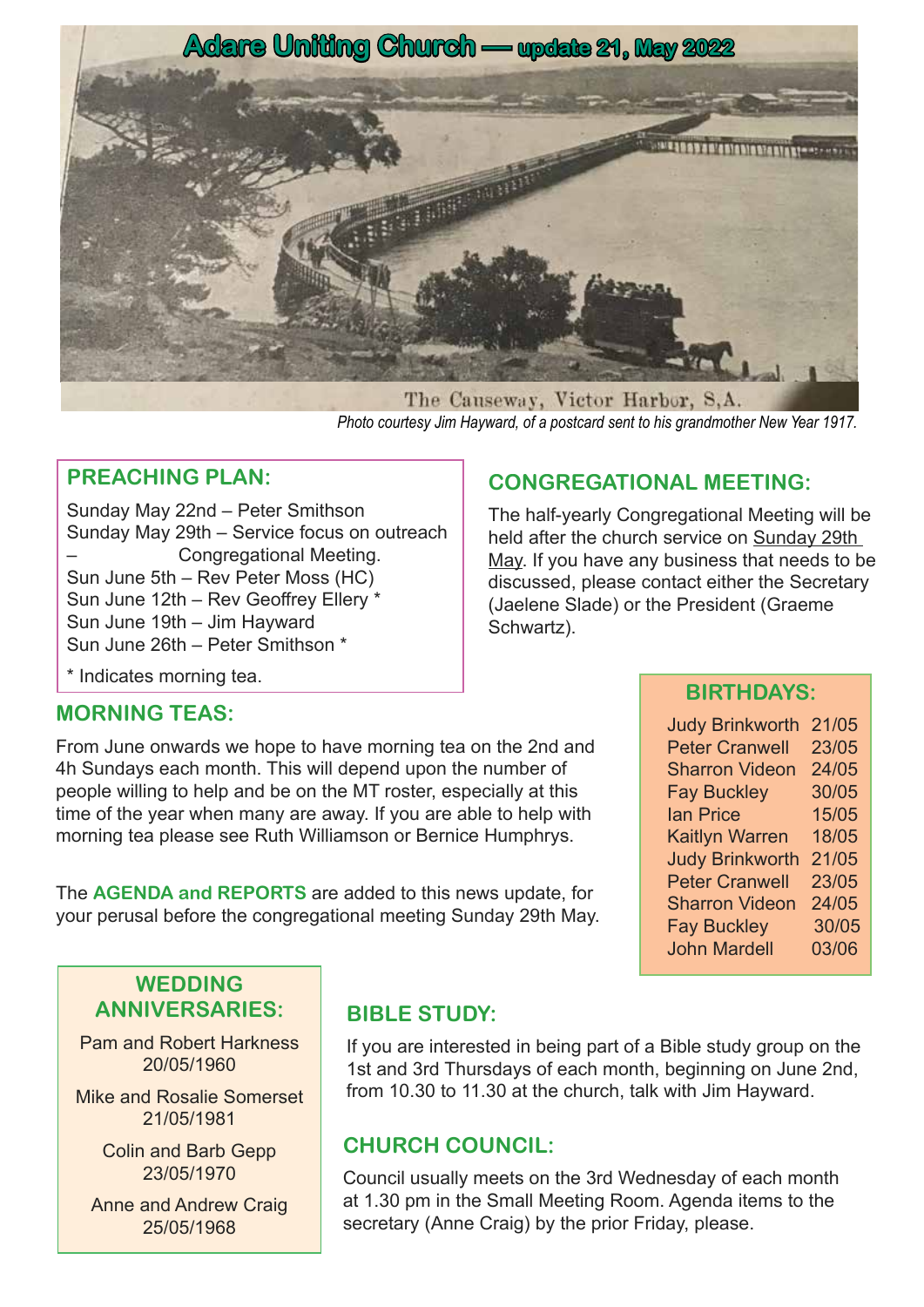# Adare Uniting Church — update 21, May 2022

The Causeway, Victor Harbor, S.A.

*Photo courtesy Jim Hayward, of a postcard sent to his grandmother New Year 1917.*

## PREACHING PLAN:

Sunday May 22nd – Peter Smithson
Sunday May 29th – Service focus on outreach – Congregational Meeting.
Sun June 5th – Rev Peter Moss (HC)
Sun June 12th – Rev Geoffrey Ellery *
Sun June 19th – Jim Hayward
Sun June 26th – Peter Smithson *

* Indicates morning tea.

## CONGREGATIONAL MEETING:

The half-yearly Congregational Meeting will be held after the church service on Sunday 29th May. If you have any business that needs to be discussed, please contact either the Secretary (Jaelene Slade) or the President (Graeme Schwartz).

## MORNING TEAS:

From June onwards we hope to have morning tea on the 2nd and 4h Sundays each month. This will depend upon the number of people willing to help and be on the MT roster, especially at this time of the year when many are away. If you are able to help with morning tea please see Ruth Williamson or Bernice Humphrys.

The **AGENDA and REPORTS** are added to this news update, for your perusal before the congregational meeting Sunday 29th May.

## BIRTHDAYS:

| | |
|---|---|
| Judy Brinkworth | 21/05 |
| Peter Cranwell | 23/05 |
| Sharron Videon | 24/05 |
| Fay Buckley | 30/05 |
| Ian Price | 15/05 |
| Kaitlyn Warren | 18/05 |
| Judy Brinkworth | 21/05 |
| Peter Cranwell | 23/05 |
| Sharron Videon | 24/05 |
| Fay Buckley | 30/05 |
| John Mardell | 03/06 |

## WEDDING ANNIVERSARIES:

Pam and Robert Harkness
20/05/1960

Mike and Rosalie Somerset
21/05/1981

Colin and Barb Gepp
23/05/1970

Anne and Andrew Craig
25/05/1968

## BIBLE STUDY:

If you are interested in being part of a Bible study group on the 1st and 3rd Thursdays of each month, beginning on June 2nd, from 10.30 to 11.30 at the church, talk with Jim Hayward.

## CHURCH COUNCIL:

Council usually meets on the 3rd Wednesday of each month at 1.30 pm in the Small Meeting Room. Agenda items to the secretary (Anne Craig) by the prior Friday, please.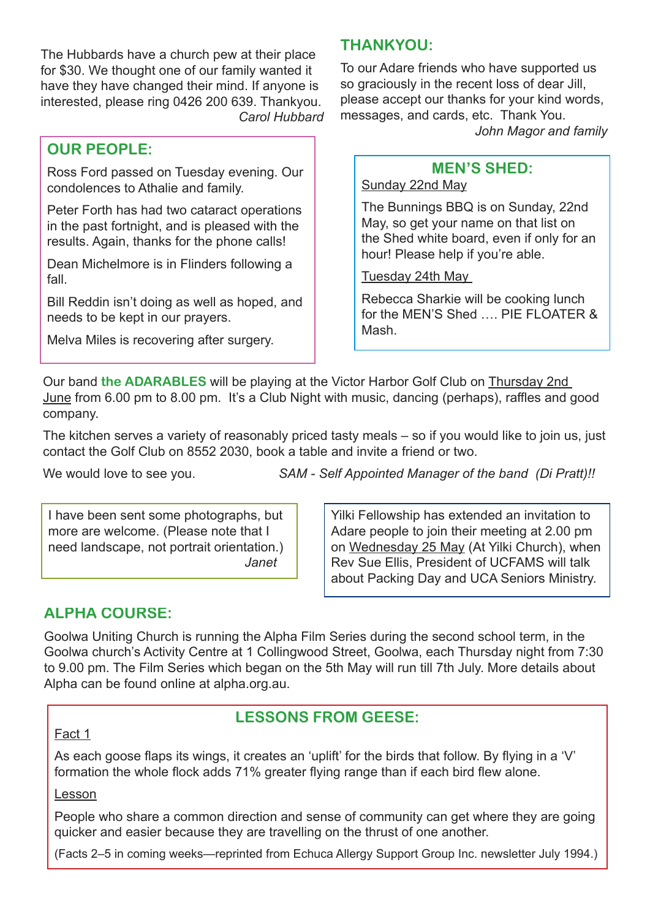The Hubbards have a church pew at their place for $30. We thought one of our family wanted it have they have changed their mind. If anyone is interested, please ring 0426 200 639. Thankyou.

*Carol Hubbard*

## OUR PEOPLE:

Ross Ford passed on Tuesday evening. Our condolences to Athalie and family.

Peter Forth has had two cataract operations in the past fortnight, and is pleased with the results. Again, thanks for the phone calls!

Dean Michelmore is in Flinders following a fall.

Bill Reddin isn't doing as well as hoped, and needs to be kept in our prayers.

Melva Miles is recovering after surgery.

## THANKYOU:

To our Adare friends who have supported us so graciously in the recent loss of dear Jill, please accept our thanks for your kind words, messages, and cards, etc. Thank You.

*John Magor and family*

## MEN'S SHED:

Sunday 22nd May

The Bunnings BBQ is on Sunday, 22nd May, so get your name on that list on the Shed white board, even if only for an hour! Please help if you're able.

Tuesday 24th May

Rebecca Sharkie will be cooking lunch for the MEN'S Shed …. PIE FLOATER & Mash.

Our band **the ADARABLES** will be playing at the Victor Harbor Golf Club on Thursday 2nd June from 6.00 pm to 8.00 pm. It's a Club Night with music, dancing (perhaps), raffles and good company.

The kitchen serves a variety of reasonably priced tasty meals – so if you would like to join us, just contact the Golf Club on 8552 2030, book a table and invite a friend or two.

We would love to see you. *SAM - Self Appointed Manager of the band (Di Pratt)!!*

I have been sent some photographs, but more are welcome. (Please note that I need landscape, not portrait orientation.)

*Janet*

Yilki Fellowship has extended an invitation to Adare people to join their meeting at 2.00 pm on Wednesday 25 May (At Yilki Church), when Rev Sue Ellis, President of UCFAMS will talk about Packing Day and UCA Seniors Ministry.

## ALPHA COURSE:

Goolwa Uniting Church is running the Alpha Film Series during the second school term, in the Goolwa church's Activity Centre at 1 Collingwood Street, Goolwa, each Thursday night from 7:30 to 9.00 pm. The Film Series which began on the 5th May will run till 7th July. More details about Alpha can be found online at alpha.org.au.

## LESSONS FROM GEESE:

Fact 1

As each goose flaps its wings, it creates an 'uplift' for the birds that follow. By flying in a 'V' formation the whole flock adds 71% greater flying range than if each bird flew alone.

Lesson

People who share a common direction and sense of community can get where they are going quicker and easier because they are travelling on the thrust of one another.

(Facts 2–5 in coming weeks—reprinted from Echuca Allergy Support Group Inc. newsletter July 1994.)